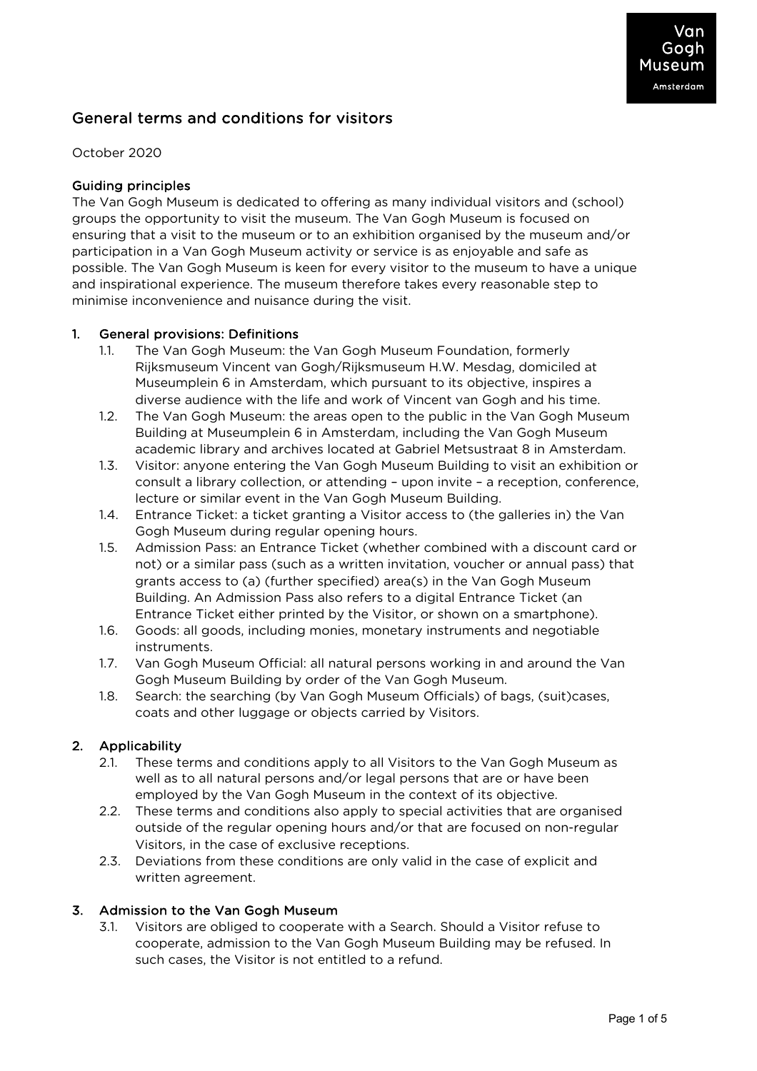Van Gogh Museum Amsterdam

# General terms and conditions for visitors

October 2020

## Guiding principles

The Van Gogh Museum is dedicated to offering as many individual visitors and (school) groups the opportunity to visit the museum. The Van Gogh Museum is focused on ensuring that a visit to the museum or to an exhibition organised by the museum and/or participation in a Van Gogh Museum activity or service is as enjoyable and safe as possible. The Van Gogh Museum is keen for every visitor to the museum to have a unique and inspirational experience. The museum therefore takes every reasonable step to minimise inconvenience and nuisance during the visit.

## 1. General provisions: Definitions

1.1. The Van Gogh Museum: the Van Gogh Museum Foundation, formerly Rijksmuseum Vincent van Gogh/Rijksmuseum H.W. Mesdag, domiciled at Museumplein 6 in Amsterdam, which pursuant to its objective, inspires a diverse audience with the life and work of Vincent van Gogh and his time.

1.2. The Van Gogh Museum: the areas open to the public in the Van Gogh Museum Building at Museumplein 6 in Amsterdam, including the Van Gogh Museum academic library and archives located at Gabriel Metsustraat 8 in Amsterdam.

1.3. Visitor: anyone entering the Van Gogh Museum Building to visit an exhibition or consult a library collection, or attending – upon invite – a reception, conference, lecture or similar event in the Van Gogh Museum Building.

1.4. Entrance Ticket: a ticket granting a Visitor access to (the galleries in) the Van Gogh Museum during regular opening hours.

1.5. Admission Pass: an Entrance Ticket (whether combined with a discount card or not) or a similar pass (such as a written invitation, voucher or annual pass) that grants access to (a) (further specified) area(s) in the Van Gogh Museum Building. An Admission Pass also refers to a digital Entrance Ticket (an Entrance Ticket either printed by the Visitor, or shown on a smartphone).

1.6. Goods: all goods, including monies, monetary instruments and negotiable instruments.

1.7. Van Gogh Museum Official: all natural persons working in and around the Van Gogh Museum Building by order of the Van Gogh Museum.

1.8. Search: the searching (by Van Gogh Museum Officials) of bags, (suit)cases, coats and other luggage or objects carried by Visitors.

## 2. Applicability

2.1. These terms and conditions apply to all Visitors to the Van Gogh Museum as well as to all natural persons and/or legal persons that are or have been employed by the Van Gogh Museum in the context of its objective.

2.2. These terms and conditions also apply to special activities that are organised outside of the regular opening hours and/or that are focused on non-regular Visitors, in the case of exclusive receptions.

2.3. Deviations from these conditions are only valid in the case of explicit and written agreement.

## 3. Admission to the Van Gogh Museum

3.1. Visitors are obliged to cooperate with a Search. Should a Visitor refuse to cooperate, admission to the Van Gogh Museum Building may be refused. In such cases, the Visitor is not entitled to a refund.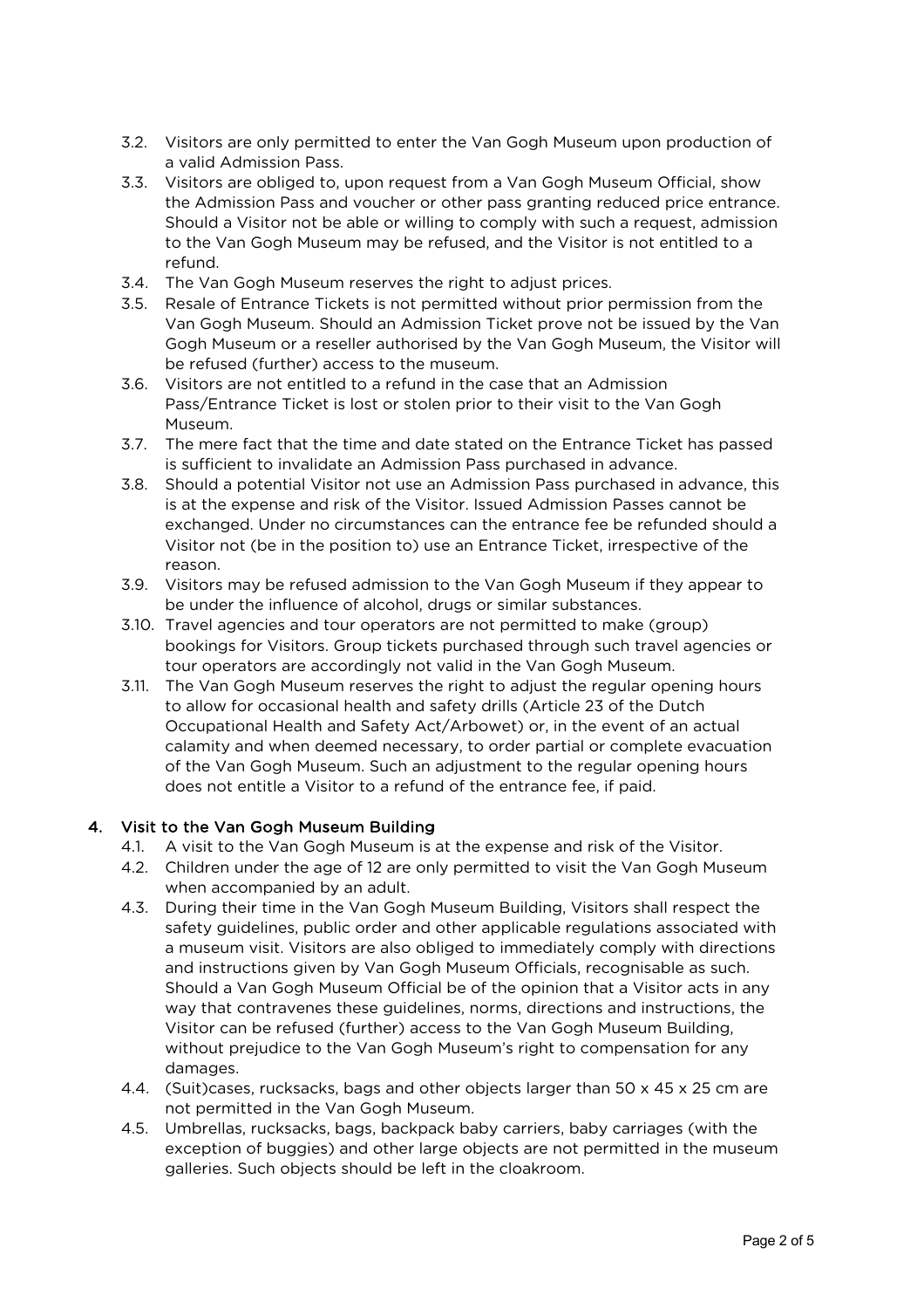3.2. Visitors are only permitted to enter the Van Gogh Museum upon production of a valid Admission Pass.

3.3. Visitors are obliged to, upon request from a Van Gogh Museum Official, show the Admission Pass and voucher or other pass granting reduced price entrance. Should a Visitor not be able or willing to comply with such a request, admission to the Van Gogh Museum may be refused, and the Visitor is not entitled to a refund.

3.4. The Van Gogh Museum reserves the right to adjust prices.

3.5. Resale of Entrance Tickets is not permitted without prior permission from the Van Gogh Museum. Should an Admission Ticket prove not be issued by the Van Gogh Museum or a reseller authorised by the Van Gogh Museum, the Visitor will be refused (further) access to the museum.

3.6. Visitors are not entitled to a refund in the case that an Admission Pass/Entrance Ticket is lost or stolen prior to their visit to the Van Gogh Museum.

3.7. The mere fact that the time and date stated on the Entrance Ticket has passed is sufficient to invalidate an Admission Pass purchased in advance.

3.8. Should a potential Visitor not use an Admission Pass purchased in advance, this is at the expense and risk of the Visitor. Issued Admission Passes cannot be exchanged. Under no circumstances can the entrance fee be refunded should a Visitor not (be in the position to) use an Entrance Ticket, irrespective of the reason.

3.9. Visitors may be refused admission to the Van Gogh Museum if they appear to be under the influence of alcohol, drugs or similar substances.

3.10. Travel agencies and tour operators are not permitted to make (group) bookings for Visitors. Group tickets purchased through such travel agencies or tour operators are accordingly not valid in the Van Gogh Museum.

3.11. The Van Gogh Museum reserves the right to adjust the regular opening hours to allow for occasional health and safety drills (Article 23 of the Dutch Occupational Health and Safety Act/Arbowet) or, in the event of an actual calamity and when deemed necessary, to order partial or complete evacuation of the Van Gogh Museum. Such an adjustment to the regular opening hours does not entitle a Visitor to a refund of the entrance fee, if paid.

## 4. Visit to the Van Gogh Museum Building

4.1. A visit to the Van Gogh Museum is at the expense and risk of the Visitor.

4.2. Children under the age of 12 are only permitted to visit the Van Gogh Museum when accompanied by an adult.

4.3. During their time in the Van Gogh Museum Building, Visitors shall respect the safety guidelines, public order and other applicable regulations associated with a museum visit. Visitors are also obliged to immediately comply with directions and instructions given by Van Gogh Museum Officials, recognisable as such. Should a Van Gogh Museum Official be of the opinion that a Visitor acts in any way that contravenes these guidelines, norms, directions and instructions, the Visitor can be refused (further) access to the Van Gogh Museum Building, without prejudice to the Van Gogh Museum's right to compensation for any damages.

4.4. (Suit)cases, rucksacks, bags and other objects larger than 50 x 45 x 25 cm are not permitted in the Van Gogh Museum.

4.5. Umbrellas, rucksacks, bags, backpack baby carriers, baby carriages (with the exception of buggies) and other large objects are not permitted in the museum galleries. Such objects should be left in the cloakroom.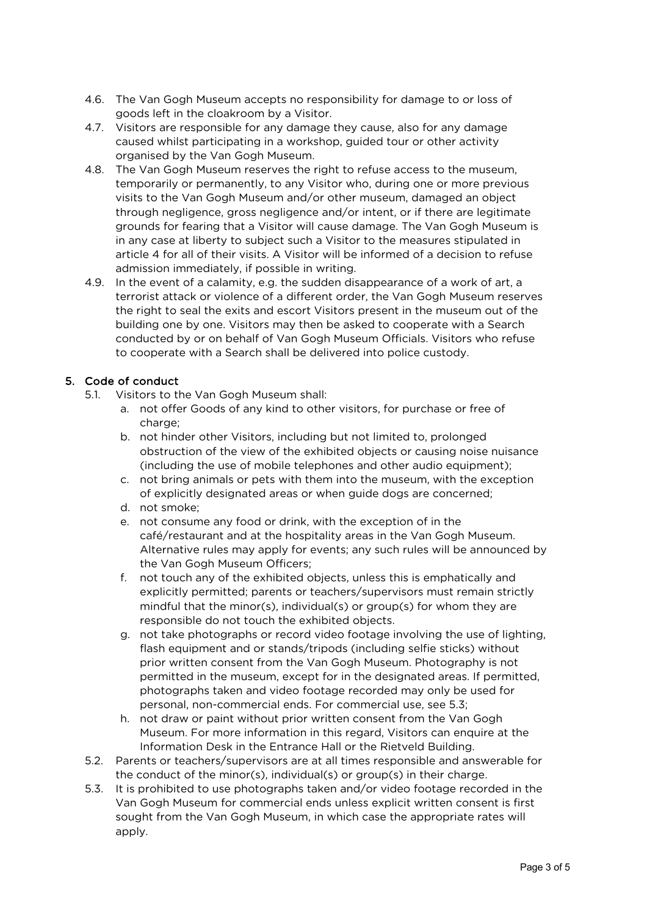4.6. The Van Gogh Museum accepts no responsibility for damage to or loss of goods left in the cloakroom by a Visitor.

4.7. Visitors are responsible for any damage they cause, also for any damage caused whilst participating in a workshop, guided tour or other activity organised by the Van Gogh Museum.

4.8. The Van Gogh Museum reserves the right to refuse access to the museum, temporarily or permanently, to any Visitor who, during one or more previous visits to the Van Gogh Museum and/or other museum, damaged an object through negligence, gross negligence and/or intent, or if there are legitimate grounds for fearing that a Visitor will cause damage. The Van Gogh Museum is in any case at liberty to subject such a Visitor to the measures stipulated in article 4 for all of their visits. A Visitor will be informed of a decision to refuse admission immediately, if possible in writing.

4.9. In the event of a calamity, e.g. the sudden disappearance of a work of art, a terrorist attack or violence of a different order, the Van Gogh Museum reserves the right to seal the exits and escort Visitors present in the museum out of the building one by one. Visitors may then be asked to cooperate with a Search conducted by or on behalf of Van Gogh Museum Officials. Visitors who refuse to cooperate with a Search shall be delivered into police custody.

## 5. Code of conduct

5.1. Visitors to the Van Gogh Museum shall:

a. not offer Goods of any kind to other visitors, for purchase or free of charge;

b. not hinder other Visitors, including but not limited to, prolonged obstruction of the view of the exhibited objects or causing noise nuisance (including the use of mobile telephones and other audio equipment);

c. not bring animals or pets with them into the museum, with the exception of explicitly designated areas or when guide dogs are concerned;

d. not smoke;

e. not consume any food or drink, with the exception of in the café/restaurant and at the hospitality areas in the Van Gogh Museum. Alternative rules may apply for events; any such rules will be announced by the Van Gogh Museum Officers;

f. not touch any of the exhibited objects, unless this is emphatically and explicitly permitted; parents or teachers/supervisors must remain strictly mindful that the minor(s), individual(s) or group(s) for whom they are responsible do not touch the exhibited objects.

g. not take photographs or record video footage involving the use of lighting, flash equipment and or stands/tripods (including selfie sticks) without prior written consent from the Van Gogh Museum. Photography is not permitted in the museum, except for in the designated areas. If permitted, photographs taken and video footage recorded may only be used for personal, non-commercial ends. For commercial use, see 5.3;

h. not draw or paint without prior written consent from the Van Gogh Museum. For more information in this regard, Visitors can enquire at the Information Desk in the Entrance Hall or the Rietveld Building.

5.2. Parents or teachers/supervisors are at all times responsible and answerable for the conduct of the minor(s), individual(s) or group(s) in their charge.

5.3. It is prohibited to use photographs taken and/or video footage recorded in the Van Gogh Museum for commercial ends unless explicit written consent is first sought from the Van Gogh Museum, in which case the appropriate rates will apply.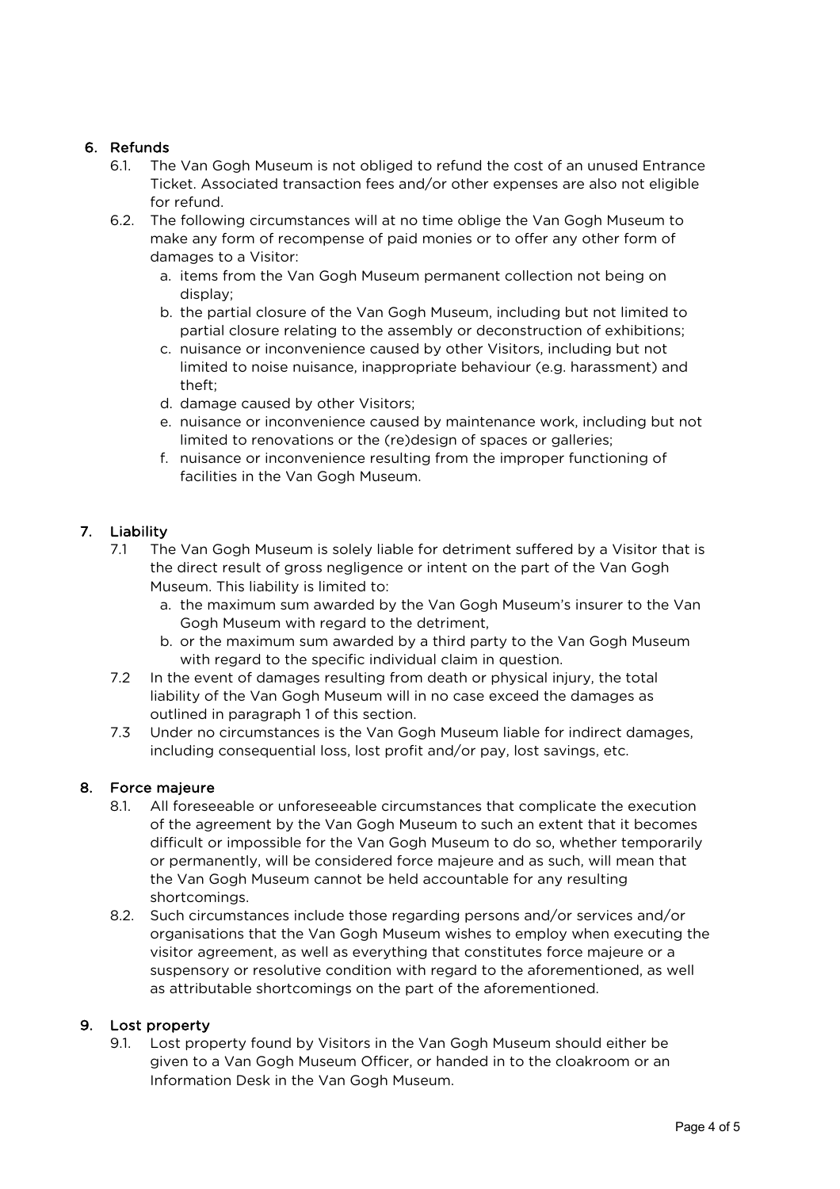## 6. Refunds

6.1. The Van Gogh Museum is not obliged to refund the cost of an unused Entrance Ticket. Associated transaction fees and/or other expenses are also not eligible for refund.

6.2. The following circumstances will at no time oblige the Van Gogh Museum to make any form of recompense of paid monies or to offer any other form of damages to a Visitor:

   a. items from the Van Gogh Museum permanent collection not being on display;
   b. the partial closure of the Van Gogh Museum, including but not limited to partial closure relating to the assembly or deconstruction of exhibitions;
   c. nuisance or inconvenience caused by other Visitors, including but not limited to noise nuisance, inappropriate behaviour (e.g. harassment) and theft;
   d. damage caused by other Visitors;
   e. nuisance or inconvenience caused by maintenance work, including but not limited to renovations or the (re)design of spaces or galleries;
   f. nuisance or inconvenience resulting from the improper functioning of facilities in the Van Gogh Museum.

## 7. Liability

7.1 The Van Gogh Museum is solely liable for detriment suffered by a Visitor that is the direct result of gross negligence or intent on the part of the Van Gogh Museum. This liability is limited to:

   a. the maximum sum awarded by the Van Gogh Museum's insurer to the Van Gogh Museum with regard to the detriment,
   b. or the maximum sum awarded by a third party to the Van Gogh Museum with regard to the specific individual claim in question.

7.2 In the event of damages resulting from death or physical injury, the total liability of the Van Gogh Museum will in no case exceed the damages as outlined in paragraph 1 of this section.

7.3 Under no circumstances is the Van Gogh Museum liable for indirect damages, including consequential loss, lost profit and/or pay, lost savings, etc.

## 8. Force majeure

8.1. All foreseeable or unforeseeable circumstances that complicate the execution of the agreement by the Van Gogh Museum to such an extent that it becomes difficult or impossible for the Van Gogh Museum to do so, whether temporarily or permanently, will be considered force majeure and as such, will mean that the Van Gogh Museum cannot be held accountable for any resulting shortcomings.

8.2. Such circumstances include those regarding persons and/or services and/or organisations that the Van Gogh Museum wishes to employ when executing the visitor agreement, as well as everything that constitutes force majeure or a suspensory or resolutive condition with regard to the aforementioned, as well as attributable shortcomings on the part of the aforementioned.

## 9. Lost property

9.1. Lost property found by Visitors in the Van Gogh Museum should either be given to a Van Gogh Museum Officer, or handed in to the cloakroom or an Information Desk in the Van Gogh Museum.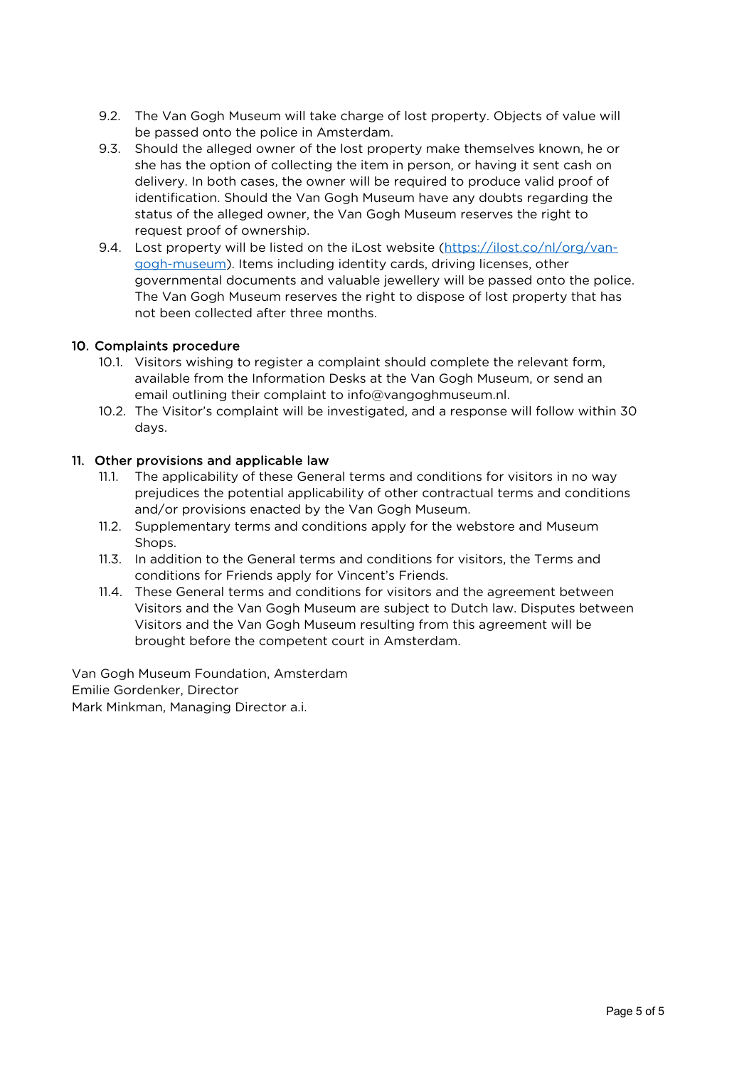9.2. The Van Gogh Museum will take charge of lost property. Objects of value will be passed onto the police in Amsterdam.

9.3. Should the alleged owner of the lost property make themselves known, he or she has the option of collecting the item in person, or having it sent cash on delivery. In both cases, the owner will be required to produce valid proof of identification. Should the Van Gogh Museum have any doubts regarding the status of the alleged owner, the Van Gogh Museum reserves the right to request proof of ownership.

9.4. Lost property will be listed on the iLost website (https://ilost.co/nl/org/van-gogh-museum). Items including identity cards, driving licenses, other governmental documents and valuable jewellery will be passed onto the police. The Van Gogh Museum reserves the right to dispose of lost property that has not been collected after three months.

## 10. Complaints procedure

10.1. Visitors wishing to register a complaint should complete the relevant form, available from the Information Desks at the Van Gogh Museum, or send an email outlining their complaint to info@vangoghmuseum.nl.

10.2. The Visitor's complaint will be investigated, and a response will follow within 30 days.

## 11. Other provisions and applicable law

11.1. The applicability of these General terms and conditions for visitors in no way prejudices the potential applicability of other contractual terms and conditions and/or provisions enacted by the Van Gogh Museum.

11.2. Supplementary terms and conditions apply for the webstore and Museum Shops.

11.3. In addition to the General terms and conditions for visitors, the Terms and conditions for Friends apply for Vincent's Friends.

11.4. These General terms and conditions for visitors and the agreement between Visitors and the Van Gogh Museum are subject to Dutch law. Disputes between Visitors and the Van Gogh Museum resulting from this agreement will be brought before the competent court in Amsterdam.

Van Gogh Museum Foundation, Amsterdam
Emilie Gordenker, Director
Mark Minkman, Managing Director a.i.